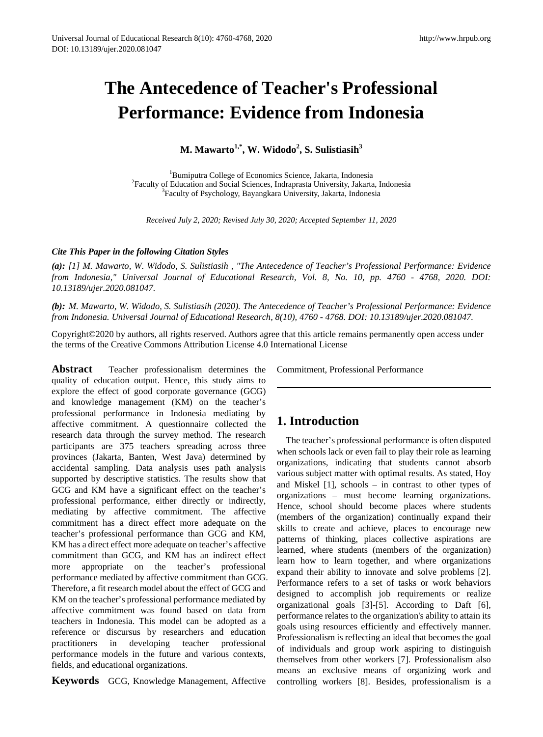Universal Journal of Educational Research 8(10): 4760-4768, 2020
DOI: 10.13189/ujer.2020.081047

# The Antecedence of Teacher's Professional Performance: Evidence from Indonesia

**M. Mawarto[1,*], W. Widodo[2], S. Sulistiasih[3]**

[1]Bumiputra College of Economics Science, Jakarta, Indonesia
[2]Faculty of Education and Social Sciences, Indraprasta University, Jakarta, Indonesia
[3]Faculty of Psychology, Bayangkara University, Jakarta, Indonesia

*Received July 2, 2020; Revised July 30, 2020; Accepted September 11, 2020*

***Cite This Paper in the following Citation Styles***

***(a):*** *[1] M. Mawarto, W. Widodo, S. Sulistiasih , "The Antecedence of Teacher's Professional Performance: Evidence from Indonesia," Universal Journal of Educational Research, Vol. 8, No. 10, pp. 4760 - 4768, 2020. DOI: 10.13189/ujer.2020.081047.*

***(b):*** *M. Mawarto, W. Widodo, S. Sulistiasih (2020). The Antecedence of Teacher's Professional Performance: Evidence from Indonesia. Universal Journal of Educational Research, 8(10), 4760 - 4768. DOI: 10.13189/ujer.2020.081047.*

Copyright©2020 by authors, all rights reserved. Authors agree that this article remains permanently open access under the terms of the Creative Commons Attribution License 4.0 International License

**Abstract** Teacher professionalism determines the quality of education output. Hence, this study aims to explore the effect of good corporate governance (GCG) and knowledge management (KM) on the teacher's professional performance in Indonesia mediating by affective commitment. A questionnaire collected the research data through the survey method. The research participants are 375 teachers spreading across three provinces (Jakarta, Banten, West Java) determined by accidental sampling. Data analysis uses path analysis supported by descriptive statistics. The results show that GCG and KM have a significant effect on the teacher's professional performance, either directly or indirectly, mediating by affective commitment. The affective commitment has a direct effect more adequate on the teacher's professional performance than GCG and KM, KM has a direct effect more adequate on teacher's affective commitment than GCG, and KM has an indirect effect more appropriate on the teacher's professional performance mediated by affective commitment than GCG. Therefore, a fit research model about the effect of GCG and KM on the teacher's professional performance mediated by affective commitment was found based on data from teachers in Indonesia. This model can be adopted as a reference or discursus by researchers and education practitioners in developing teacher professional performance models in the future and various contexts, fields, and educational organizations.

**Keywords** GCG, Knowledge Management, Affective Commitment, Professional Performance

## 1. Introduction

The teacher's professional performance is often disputed when schools lack or even fail to play their role as learning organizations, indicating that students cannot absorb various subject matter with optimal results. As stated, Hoy and Miskel [1], schools – in contrast to other types of organizations – must become learning organizations. Hence, school should become places where students (members of the organization) continually expand their skills to create and achieve, places to encourage new patterns of thinking, places collective aspirations are learned, where students (members of the organization) learn how to learn together, and where organizations expand their ability to innovate and solve problems [2]. Performance refers to a set of tasks or work behaviors designed to accomplish job requirements or realize organizational goals [3]-[5]. According to Daft [6], performance relates to the organization's ability to attain its goals using resources efficiently and effectively manner. Professionalism is reflecting an ideal that becomes the goal of individuals and group work aspiring to distinguish themselves from other workers [7]. Professionalism also means an exclusive means of organizing work and controlling workers [8]. Besides, professionalism is a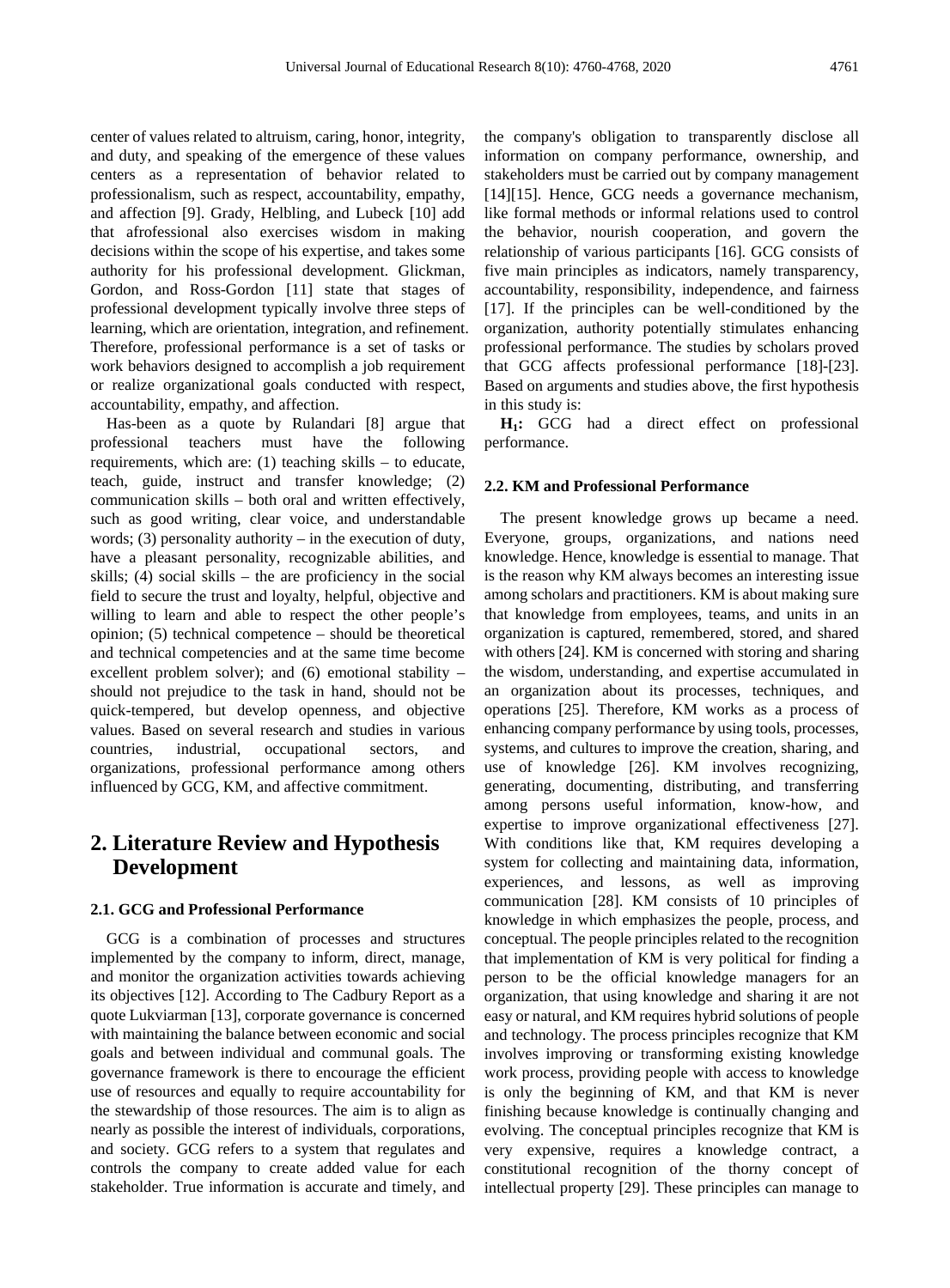center of values related to altruism, caring, honor, integrity, and duty, and speaking of the emergence of these values centers as a representation of behavior related to professionalism, such as respect, accountability, empathy, and affection [9]. Grady, Helbling, and Lubeck [10] add that afrofessional also exercises wisdom in making decisions within the scope of his expertise, and takes some authority for his professional development. Glickman, Gordon, and Ross-Gordon [11] state that stages of professional development typically involve three steps of learning, which are orientation, integration, and refinement. Therefore, professional performance is a set of tasks or work behaviors designed to accomplish a job requirement or realize organizational goals conducted with respect, accountability, empathy, and affection.

Has-been as a quote by Rulandari [8] argue that professional teachers must have the following requirements, which are: (1) teaching skills – to educate, teach, guide, instruct and transfer knowledge; (2) communication skills – both oral and written effectively, such as good writing, clear voice, and understandable words; (3) personality authority – in the execution of duty, have a pleasant personality, recognizable abilities, and skills; (4) social skills – the are proficiency in the social field to secure the trust and loyalty, helpful, objective and willing to learn and able to respect the other people's opinion; (5) technical competence – should be theoretical and technical competencies and at the same time become excellent problem solver); and (6) emotional stability – should not prejudice to the task in hand, should not be quick-tempered, but develop openness, and objective values. Based on several research and studies in various countries, industrial, occupational sectors, and organizations, professional performance among others influenced by GCG, KM, and affective commitment.

## 2. Literature Review and Hypothesis Development

### 2.1. GCG and Professional Performance

GCG is a combination of processes and structures implemented by the company to inform, direct, manage, and monitor the organization activities towards achieving its objectives [12]. According to The Cadbury Report as a quote Lukviarman [13], corporate governance is concerned with maintaining the balance between economic and social goals and between individual and communal goals. The governance framework is there to encourage the efficient use of resources and equally to require accountability for the stewardship of those resources. The aim is to align as nearly as possible the interest of individuals, corporations, and society. GCG refers to a system that regulates and controls the company to create added value for each stakeholder. True information is accurate and timely, and the company's obligation to transparently disclose all information on company performance, ownership, and stakeholders must be carried out by company management [14][15]. Hence, GCG needs a governance mechanism, like formal methods or informal relations used to control the behavior, nourish cooperation, and govern the relationship of various participants [16]. GCG consists of five main principles as indicators, namely transparency, accountability, responsibility, independence, and fairness [17]. If the principles can be well-conditioned by the organization, authority potentially stimulates enhancing professional performance. The studies by scholars proved that GCG affects professional performance [18]-[23]. Based on arguments and studies above, the first hypothesis in this study is:

**$H_1$:** GCG had a direct effect on professional performance.

### 2.2. KM and Professional Performance

The present knowledge grows up became a need. Everyone, groups, organizations, and nations need knowledge. Hence, knowledge is essential to manage. That is the reason why KM always becomes an interesting issue among scholars and practitioners. KM is about making sure that knowledge from employees, teams, and units in an organization is captured, remembered, stored, and shared with others [24]. KM is concerned with storing and sharing the wisdom, understanding, and expertise accumulated in an organization about its processes, techniques, and operations [25]. Therefore, KM works as a process of enhancing company performance by using tools, processes, systems, and cultures to improve the creation, sharing, and use of knowledge [26]. KM involves recognizing, generating, documenting, distributing, and transferring among persons useful information, know-how, and expertise to improve organizational effectiveness [27]. With conditions like that, KM requires developing a system for collecting and maintaining data, information, experiences, and lessons, as well as improving communication [28]. KM consists of 10 principles of knowledge in which emphasizes the people, process, and conceptual. The people principles related to the recognition that implementation of KM is very political for finding a person to be the official knowledge managers for an organization, that using knowledge and sharing it are not easy or natural, and KM requires hybrid solutions of people and technology. The process principles recognize that KM involves improving or transforming existing knowledge work process, providing people with access to knowledge is only the beginning of KM, and that KM is never finishing because knowledge is continually changing and evolving. The conceptual principles recognize that KM is very expensive, requires a knowledge contract, a constitutional recognition of the thorny concept of intellectual property [29]. These principles can manage to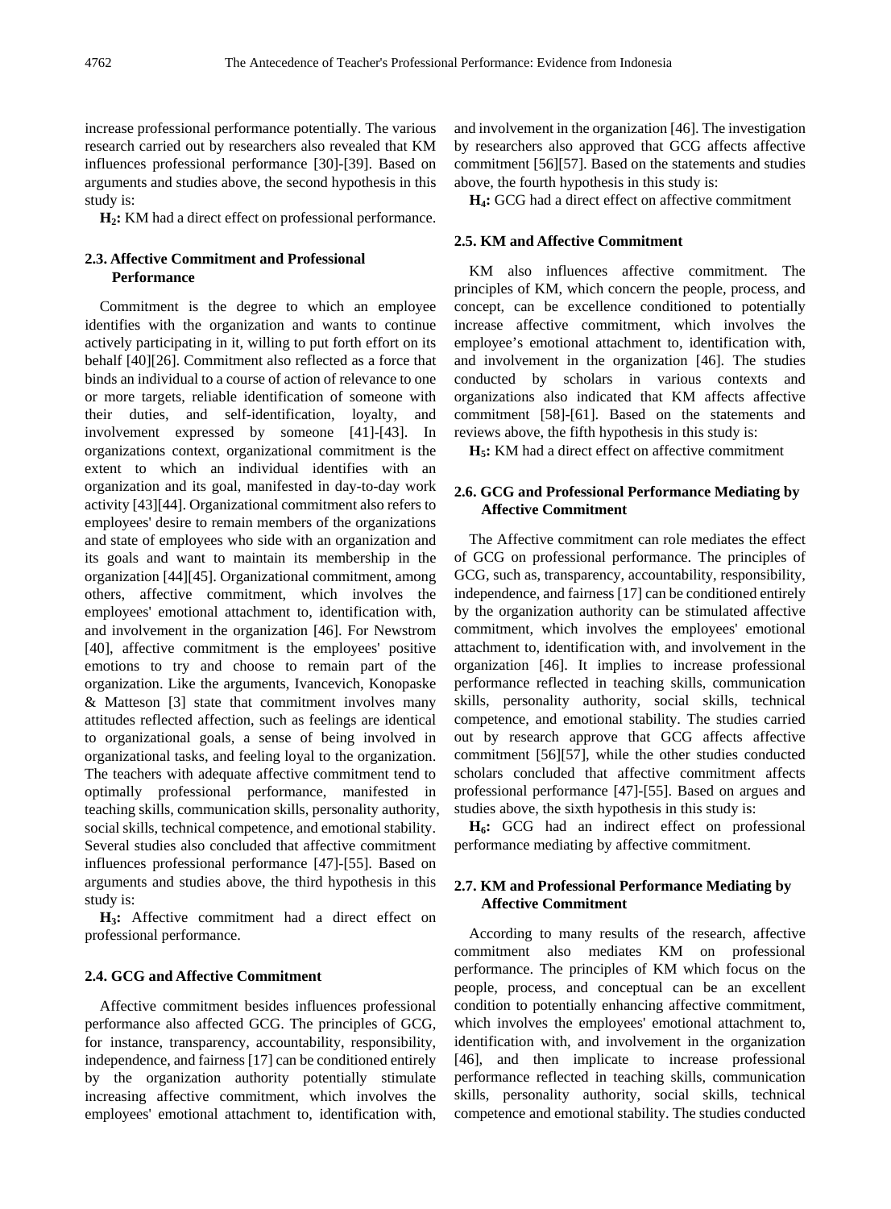increase professional performance potentially. The various research carried out by researchers also revealed that KM influences professional performance [30]-[39]. Based on arguments and studies above, the second hypothesis in this study is:

**$H_2$:** KM had a direct effect on professional performance.

### 2.3. Affective Commitment and Professional Performance

Commitment is the degree to which an employee identifies with the organization and wants to continue actively participating in it, willing to put forth effort on its behalf [40][26]. Commitment also reflected as a force that binds an individual to a course of action of relevance to one or more targets, reliable identification of someone with their duties, and self-identification, loyalty, and involvement expressed by someone [41]-[43]. In organizations context, organizational commitment is the extent to which an individual identifies with an organization and its goal, manifested in day-to-day work activity [43][44]. Organizational commitment also refers to employees' desire to remain members of the organizations and state of employees who side with an organization and its goals and want to maintain its membership in the organization [44][45]. Organizational commitment, among others, affective commitment, which involves the employees' emotional attachment to, identification with, and involvement in the organization [46]. For Newstrom [40], affective commitment is the employees' positive emotions to try and choose to remain part of the organization. Like the arguments, Ivancevich, Konopaske & Matteson [3] state that commitment involves many attitudes reflected affection, such as feelings are identical to organizational goals, a sense of being involved in organizational tasks, and feeling loyal to the organization. The teachers with adequate affective commitment tend to optimally professional performance, manifested in teaching skills, communication skills, personality authority, social skills, technical competence, and emotional stability. Several studies also concluded that affective commitment influences professional performance [47]-[55]. Based on arguments and studies above, the third hypothesis in this study is:

**$H_3$:** Affective commitment had a direct effect on professional performance.

### 2.4. GCG and Affective Commitment

Affective commitment besides influences professional performance also affected GCG. The principles of GCG, for instance, transparency, accountability, responsibility, independence, and fairness [17] can be conditioned entirely by the organization authority potentially stimulate increasing affective commitment, which involves the employees' emotional attachment to, identification with, and involvement in the organization [46]. The investigation by researchers also approved that GCG affects affective commitment [56][57]. Based on the statements and studies above, the fourth hypothesis in this study is:

**$H_4$:** GCG had a direct effect on affective commitment

### 2.5. KM and Affective Commitment

KM also influences affective commitment. The principles of KM, which concern the people, process, and concept, can be excellence conditioned to potentially increase affective commitment, which involves the employee's emotional attachment to, identification with, and involvement in the organization [46]. The studies conducted by scholars in various contexts and organizations also indicated that KM affects affective commitment [58]-[61]. Based on the statements and reviews above, the fifth hypothesis in this study is:

**$H_5$:** KM had a direct effect on affective commitment

### 2.6. GCG and Professional Performance Mediating by Affective Commitment

The Affective commitment can role mediates the effect of GCG on professional performance. The principles of GCG, such as, transparency, accountability, responsibility, independence, and fairness [17] can be conditioned entirely by the organization authority can be stimulated affective commitment, which involves the employees' emotional attachment to, identification with, and involvement in the organization [46]. It implies to increase professional performance reflected in teaching skills, communication skills, personality authority, social skills, technical competence, and emotional stability. The studies carried out by research approve that GCG affects affective commitment [56][57], while the other studies conducted scholars concluded that affective commitment affects professional performance [47]-[55]. Based on argues and studies above, the sixth hypothesis in this study is:

**$H_6$:** GCG had an indirect effect on professional performance mediating by affective commitment.

### 2.7. KM and Professional Performance Mediating by Affective Commitment

According to many results of the research, affective commitment also mediates KM on professional performance. The principles of KM which focus on the people, process, and conceptual can be an excellent condition to potentially enhancing affective commitment, which involves the employees' emotional attachment to, identification with, and involvement in the organization [46], and then implicate to increase professional performance reflected in teaching skills, communication skills, personality authority, social skills, technical competence and emotional stability. The studies conducted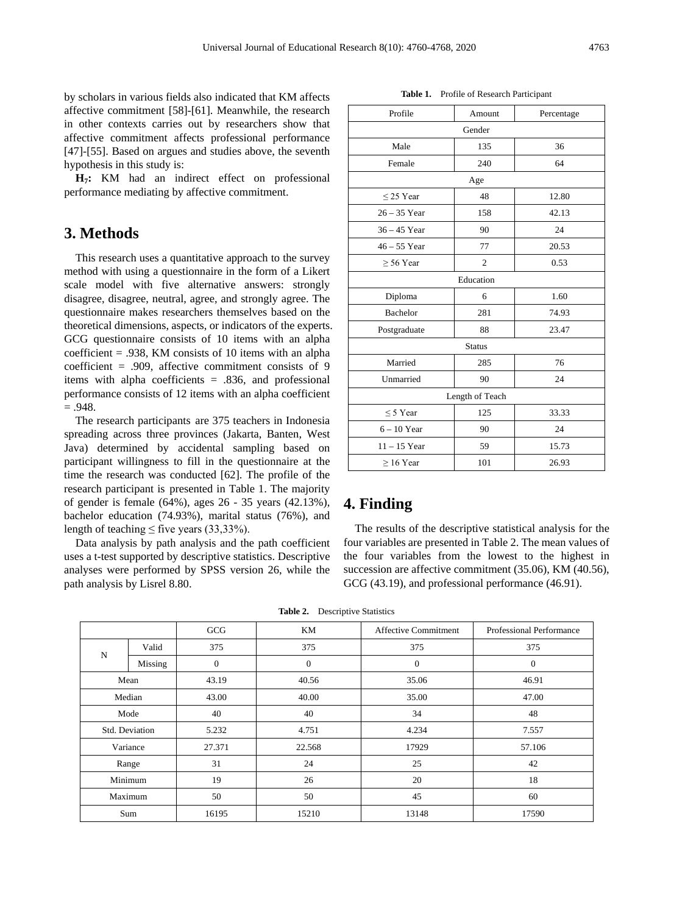by scholars in various fields also indicated that KM affects affective commitment [58]-[61]. Meanwhile, the research in other contexts carries out by researchers show that affective commitment affects professional performance [47]-[55]. Based on argues and studies above, the seventh hypothesis in this study is:

**$H_7$:** KM had an indirect effect on professional performance mediating by affective commitment.

## 3. Methods

This research uses a quantitative approach to the survey method with using a questionnaire in the form of a Likert scale model with five alternative answers: strongly disagree, disagree, neutral, agree, and strongly agree. The questionnaire makes researchers themselves based on the theoretical dimensions, aspects, or indicators of the experts. GCG questionnaire consists of 10 items with an alpha coefficient = .938, KM consists of 10 items with an alpha coefficient = .909, affective commitment consists of 9 items with alpha coefficients = .836, and professional performance consists of 12 items with an alpha coefficient = .948.

The research participants are 375 teachers in Indonesia spreading across three provinces (Jakarta, Banten, West Java) determined by accidental sampling based on participant willingness to fill in the questionnaire at the time the research was conducted [62]. The profile of the research participant is presented in Table 1. The majority of gender is female (64%), ages 26 - 35 years (42.13%), bachelor education (74.93%), marital status (76%), and length of teaching ≤ five years (33,33%).

Data analysis by path analysis and the path coefficient uses a t-test supported by descriptive statistics. Descriptive analyses were performed by SPSS version 26, while the path analysis by Lisrel 8.80.

**Table 1.** Profile of Research Participant

| Profile | Amount | Percentage |
|---|---|---|
| Gender | | |
| Male | 135 | 36 |
| Female | 240 | 64 |
| Age | | |
| ≤ 25 Year | 48 | 12.80 |
| 26 – 35 Year | 158 | 42.13 |
| 36 – 45 Year | 90 | 24 |
| 46 – 55 Year | 77 | 20.53 |
| ≥ 56 Year | 2 | 0.53 |
| Education | | |
| Diploma | 6 | 1.60 |
| Bachelor | 281 | 74.93 |
| Postgraduate | 88 | 23.47 |
| Status | | |
| Married | 285 | 76 |
| Unmarried | 90 | 24 |
| Length of Teach | | |
| ≤ 5 Year | 125 | 33.33 |
| 6 – 10 Year | 90 | 24 |
| 11 – 15 Year | 59 | 15.73 |
| ≥ 16 Year | 101 | 26.93 |

## 4. Finding

The results of the descriptive statistical analysis for the four variables are presented in Table 2. The mean values of the four variables from the lowest to the highest in succession are affective commitment (35.06), KM (40.56), GCG (43.19), and professional performance (46.91).

**Table 2.** Descriptive Statistics

| | | GCG | KM | Affective Commitment | Professional Performance |
|---|---|---|---|---|---|
| N | Valid | 375 | 375 | 375 | 375 |
| | Missing | 0 | 0 | 0 | 0 |
| Mean | | 43.19 | 40.56 | 35.06 | 46.91 |
| Median | | 43.00 | 40.00 | 35.00 | 47.00 |
| Mode | | 40 | 40 | 34 | 48 |
| Std. Deviation | | 5.232 | 4.751 | 4.234 | 7.557 |
| Variance | | 27.371 | 22.568 | 17929 | 57.106 |
| Range | | 31 | 24 | 25 | 42 |
| Minimum | | 19 | 26 | 20 | 18 |
| Maximum | | 50 | 50 | 45 | 60 |
| Sum | | 16195 | 15210 | 13148 | 17590 |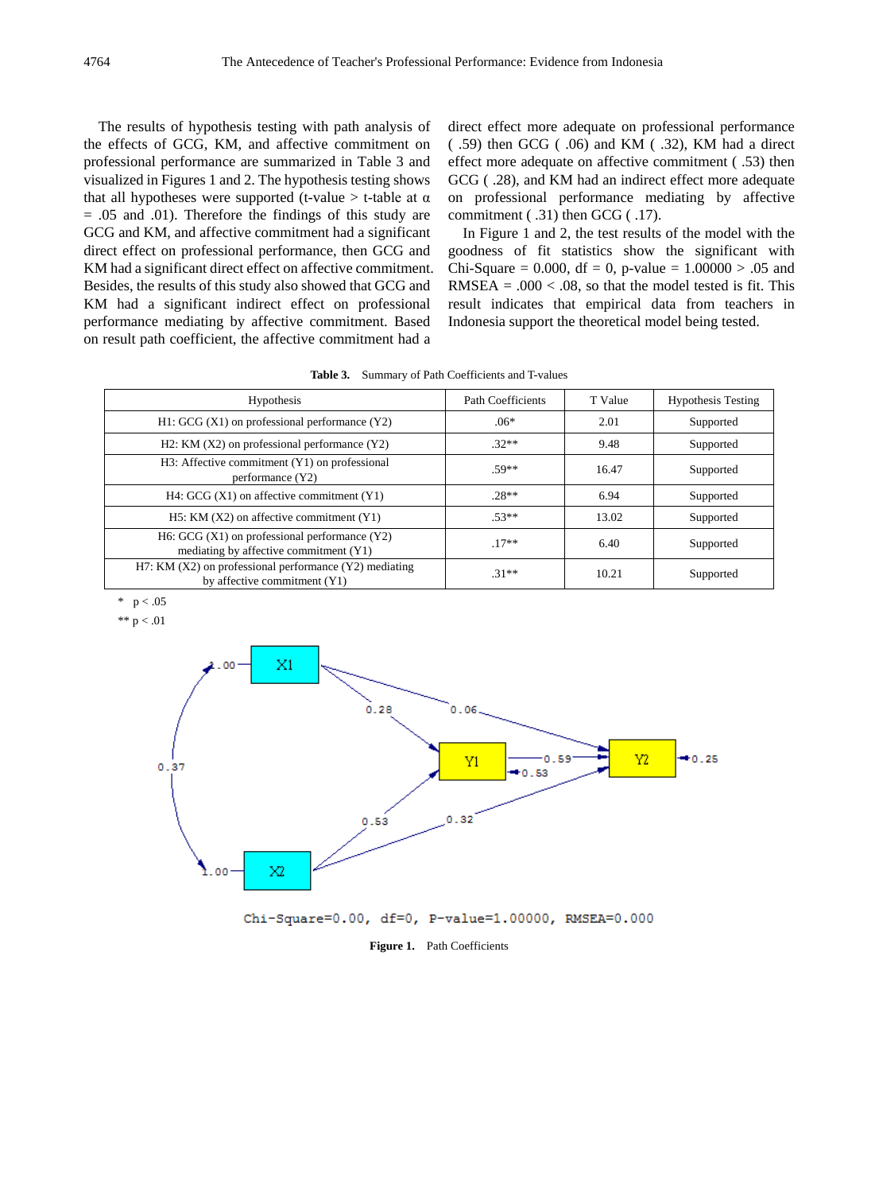The results of hypothesis testing with path analysis of the effects of GCG, KM, and affective commitment on professional performance are summarized in Table 3 and visualized in Figures 1 and 2. The hypothesis testing shows that all hypotheses were supported (t-value > t-table at α = .05 and .01). Therefore the findings of this study are GCG and KM, and affective commitment had a significant direct effect on professional performance, then GCG and KM had a significant direct effect on affective commitment. Besides, the results of this study also showed that GCG and KM had a significant indirect effect on professional performance mediating by affective commitment. Based on result path coefficient, the affective commitment had a direct effect more adequate on professional performance ( .59) then GCG ( .06) and KM ( .32), KM had a direct effect more adequate on affective commitment ( .53) then GCG ( .28), and KM had an indirect effect more adequate on professional performance mediating by affective commitment ( .31) then GCG ( .17).

In Figure 1 and 2, the test results of the model with the goodness of fit statistics show the significant with Chi-Square = 0.000, df = 0, p-value = 1.00000 > .05 and RMSEA = .000 < .08, so that the model tested is fit. This result indicates that empirical data from teachers in Indonesia support the theoretical model being tested.

**Table 3.** Summary of Path Coefficients and T-values

| Hypothesis | Path Coefficients | T Value | Hypothesis Testing |
|---|---|---|---|
| H1: GCG (X1) on professional performance (Y2) | .06* | 2.01 | Supported |
| H2: KM (X2) on professional performance (Y2) | .32** | 9.48 | Supported |
| H3: Affective commitment (Y1) on professional performance (Y2) | .59** | 16.47 | Supported |
| H4: GCG (X1) on affective commitment (Y1) | .28** | 6.94 | Supported |
| H5: KM (X2) on affective commitment (Y1) | .53** | 13.02 | Supported |
| H6: GCG (X1) on professional performance (Y2) mediating by affective commitment (Y1) | .17** | 6.40 | Supported |
| H7: KM (X2) on professional performance (Y2) mediating by affective commitment (Y1) | .31** | 10.21 | Supported |

\* p < .05

\** p < .01

Chi-Square=0.00, df=0, P-value=1.00000, RMSEA=0.000

**Figure 1.** Path Coefficients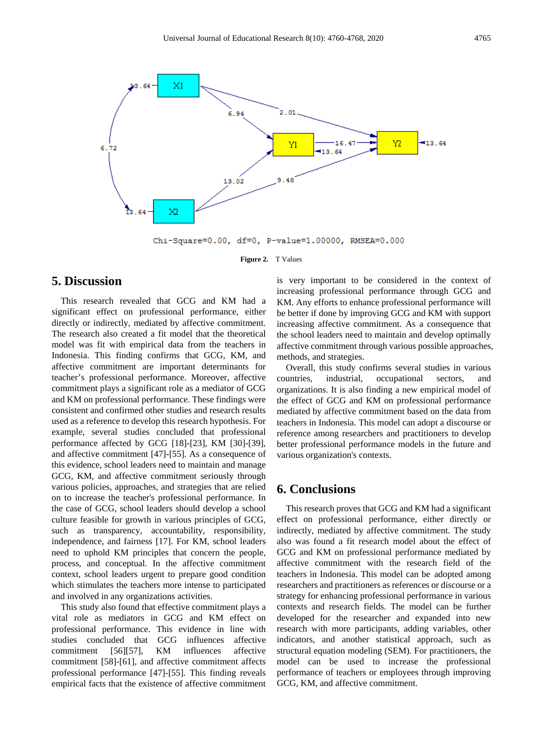Chi-Square=0.00, df=0, P-value=1.00000, RMSEA=0.000

**Figure 2.** T Values

## 5. Discussion

This research revealed that GCG and KM had a significant effect on professional performance, either directly or indirectly, mediated by affective commitment. The research also created a fit model that the theoretical model was fit with empirical data from the teachers in Indonesia. This finding confirms that GCG, KM, and affective commitment are important determinants for teacher's professional performance. Moreover, affective commitment plays a significant role as a mediator of GCG and KM on professional performance. These findings were consistent and confirmed other studies and research results used as a reference to develop this research hypothesis. For example, several studies concluded that professional performance affected by GCG [18]-[23], KM [30]-[39], and affective commitment [47]-[55]. As a consequence of this evidence, school leaders need to maintain and manage GCG, KM, and affective commitment seriously through various policies, approaches, and strategies that are relied on to increase the teacher's professional performance. In the case of GCG, school leaders should develop a school culture feasible for growth in various principles of GCG, such as transparency, accountability, responsibility, independence, and fairness [17]. For KM, school leaders need to uphold KM principles that concern the people, process, and conceptual. In the affective commitment context, school leaders urgent to prepare good condition which stimulates the teachers more intense to participated and involved in any organizations activities.

This study also found that effective commitment plays a vital role as mediators in GCG and KM effect on professional performance. This evidence in line with studies concluded that GCG influences affective commitment [56][57], KM influences affective commitment [58]-[61], and affective commitment affects professional performance [47]-[55]. This finding reveals empirical facts that the existence of affective commitment is very important to be considered in the context of increasing professional performance through GCG and KM. Any efforts to enhance professional performance will be better if done by improving GCG and KM with support increasing affective commitment. As a consequence that the school leaders need to maintain and develop optimally affective commitment through various possible approaches, methods, and strategies.

Overall, this study confirms several studies in various countries, industrial, occupational sectors, and organizations. It is also finding a new empirical model of GCG and KM on professional performance mediated by affective commitment based on the data from teachers in Indonesia. This model can adopt a discourse or reference among researchers and practitioners to develop better professional performance models in the future and various organization's contexts.

## 6. Conclusions

This research proves that GCG and KM had a significant effect on professional performance, either directly or indirectly, mediated by affective commitment. The study also was found a fit research model about the effect of GCG and KM on professional performance mediated by affective commitment with the research field of the teachers in Indonesia. This model can be adopted among researchers and practitioners as references or discourse or a strategy for enhancing professional performance in various contexts and research fields. The model can be further developed for the researcher and expanded into new research with more participants, adding variables, other indicators, and another statistical approach, such as structural equation modeling (SEM). For practitioners, the model can be used to increase the professional performance of teachers or employees through improving GCG, KM, and affective commitment.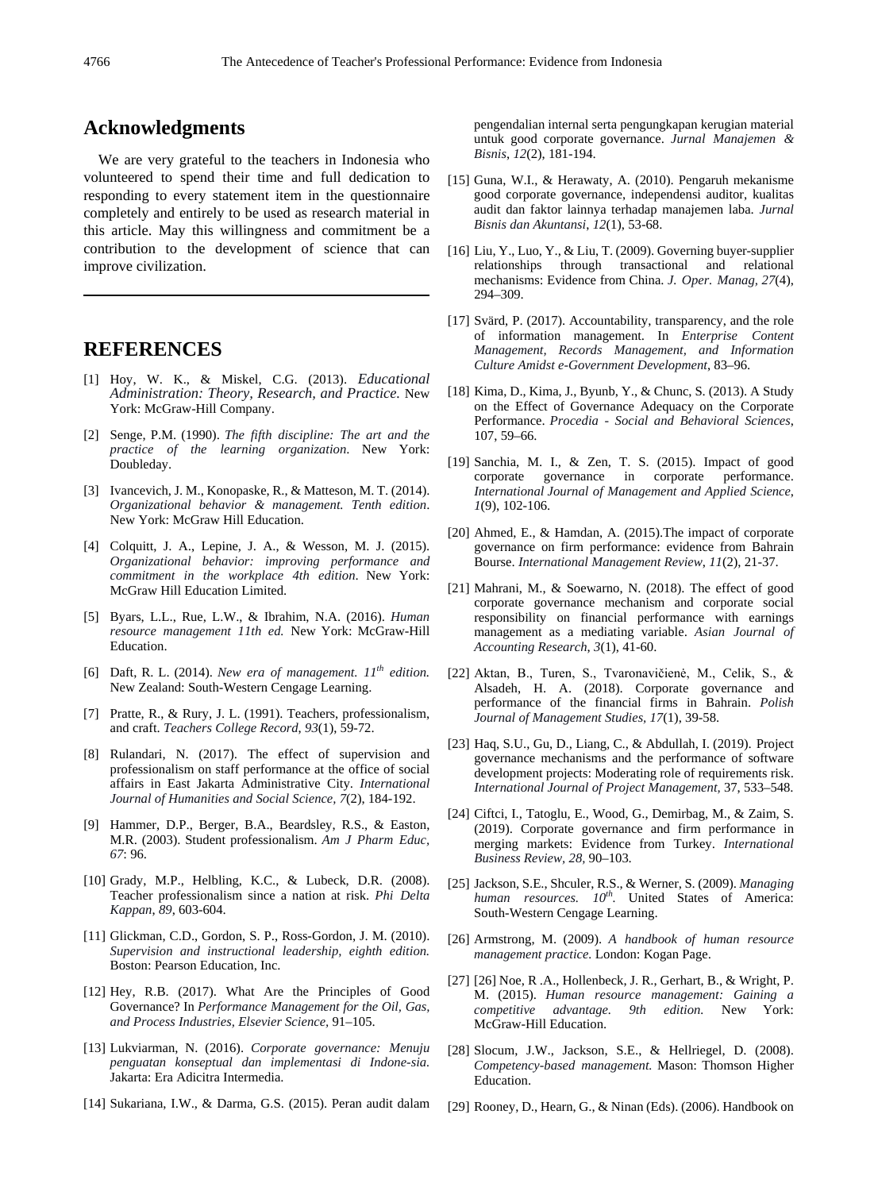## Acknowledgments

We are very grateful to the teachers in Indonesia who volunteered to spend their time and full dedication to responding to every statement item in the questionnaire completely and entirely to be used as research material in this article. May this willingness and commitment be a contribution to the development of science that can improve civilization.

## REFERENCES

[1] Hoy, W. K., & Miskel, C.G. (2013). *Educational Administration: Theory, Research, and Practice.* New York: McGraw-Hill Company.

[2] Senge, P.M. (1990). *The fifth discipline: The art and the practice of the learning organization*. New York: Doubleday.

[3] Ivancevich, J. M., Konopaske, R., & Matteson, M. T. (2014). *Organizational behavior & management. Tenth edition*. New York: McGraw Hill Education.

[4] Colquitt, J. A., Lepine, J. A., & Wesson, M. J. (2015). *Organizational behavior: improving performance and commitment in the workplace 4th edition*. New York: McGraw Hill Education Limited.

[5] Byars, L.L., Rue, L.W., & Ibrahim, N.A. (2016). *Human resource management 11th ed.* New York: McGraw-Hill Education.

[6] Daft, R. L. (2014). *New era of management. 11th edition.* New Zealand: South-Western Cengage Learning.

[7] Pratte, R., & Rury, J. L. (1991). Teachers, professionalism, and craft. *Teachers College Record, 93*(1), 59-72.

[8] Rulandari, N. (2017). The effect of supervision and professionalism on staff performance at the office of social affairs in East Jakarta Administrative City. *International Journal of Humanities and Social Science, 7*(2), 184-192.

[9] Hammer, D.P., Berger, B.A., Beardsley, R.S., & Easton, M.R. (2003). Student professionalism. *Am J Pharm Educ, 67*: 96.

[10] Grady, M.P., Helbling, K.C., & Lubeck, D.R. (2008). Teacher professionalism since a nation at risk. *Phi Delta Kappan*, *89*, 603-604.

[11] Glickman, C.D., Gordon, S. P., Ross-Gordon, J. M. (2010). *Supervision and instructional leadership, eighth edition.* Boston: Pearson Education, Inc.

[12] Hey, R.B. (2017). What Are the Principles of Good Governance? In *Performance Management for the Oil, Gas, and Process Industries, Elsevier Science,* 91–105.

[13] Lukviarman, N. (2016). *Corporate governance: Menuju penguatan konseptual dan implementasi di Indone-sia.* Jakarta: Era Adicitra Intermedia.

[14] Sukariana, I.W., & Darma, G.S. (2015). Peran audit dalam pengendalian internal serta pengungkapan kerugian material untuk good corporate governance. *Jurnal Manajemen & Bisnis*, *12*(2), 181-194.

[15] Guna, W.I., & Herawaty, A. (2010). Pengaruh mekanisme good corporate governance, independensi auditor, kualitas audit dan faktor lainnya terhadap manajemen laba. *Jurnal Bisnis dan Akuntansi*, *12*(1), 53-68.

[16] Liu, Y., Luo, Y., & Liu, T. (2009). Governing buyer-supplier relationships through transactional and relational mechanisms: Evidence from China. *J. Oper. Manag, 27*(4), 294–309.

[17] Svärd, P. (2017). Accountability, transparency, and the role of information management. In *Enterprise Content Management, Records Management, and Information Culture Amidst e-Government Development*, 83–96.

[18] Kima, D., Kima, J., Byunb, Y., & Chunc, S. (2013). A Study on the Effect of Governance Adequacy on the Corporate Performance. *Procedia - Social and Behavioral Sciences,* 107, 59–66.

[19] Sanchia, M. I., & Zen, T. S. (2015). Impact of good corporate governance in corporate performance. *International Journal of Management and Applied Science*, *1*(9), 102-106.

[20] Ahmed, E., & Hamdan, A. (2015).The impact of corporate governance on firm performance: evidence from Bahrain Bourse. *International Management Review*, *11*(2), 21-37.

[21] Mahrani, M., & Soewarno, N. (2018). The effect of good corporate governance mechanism and corporate social responsibility on financial performance with earnings management as a mediating variable. *Asian Journal of Accounting Research*, *3*(1), 41-60.

[22] Aktan, B., Turen, S., Tvaronavičienė, M., Celik, S., & Alsadeh, H. A. (2018). Corporate governance and performance of the financial firms in Bahrain. *Polish Journal of Management Studies, 17*(1), 39-58.

[23] Haq, S.U., Gu, D., Liang, C., & Abdullah, I. (2019). Project governance mechanisms and the performance of software development projects: Moderating role of requirements risk. *International Journal of Project Management,* 37, 533–548.

[24] Ciftci, I., Tatoglu, E., Wood, G., Demirbag, M., & Zaim, S. (2019). Corporate governance and firm performance in merging markets: Evidence from Turkey. *International Business Review, 28,* 90–103.

[25] Jackson, S.E., Shculer, R.S., & Werner, S. (2009). *Managing human resources. 10th*. United States of America: South-Western Cengage Learning.

[26] Armstrong, M. (2009). *A handbook of human resource management practice.* London: Kogan Page.

[27] [26] Noe, R .A., Hollenbeck, J. R., Gerhart, B., & Wright, P. M. (2015). *Human resource management: Gaining a competitive advantage. 9th edition.* New York: McGraw-Hill Education.

[28] Slocum, J.W., Jackson, S.E., & Hellriegel, D. (2008). *Competency-based management.* Mason: Thomson Higher Education.

[29] Rooney, D., Hearn, G., & Ninan (Eds). (2006). Handbook on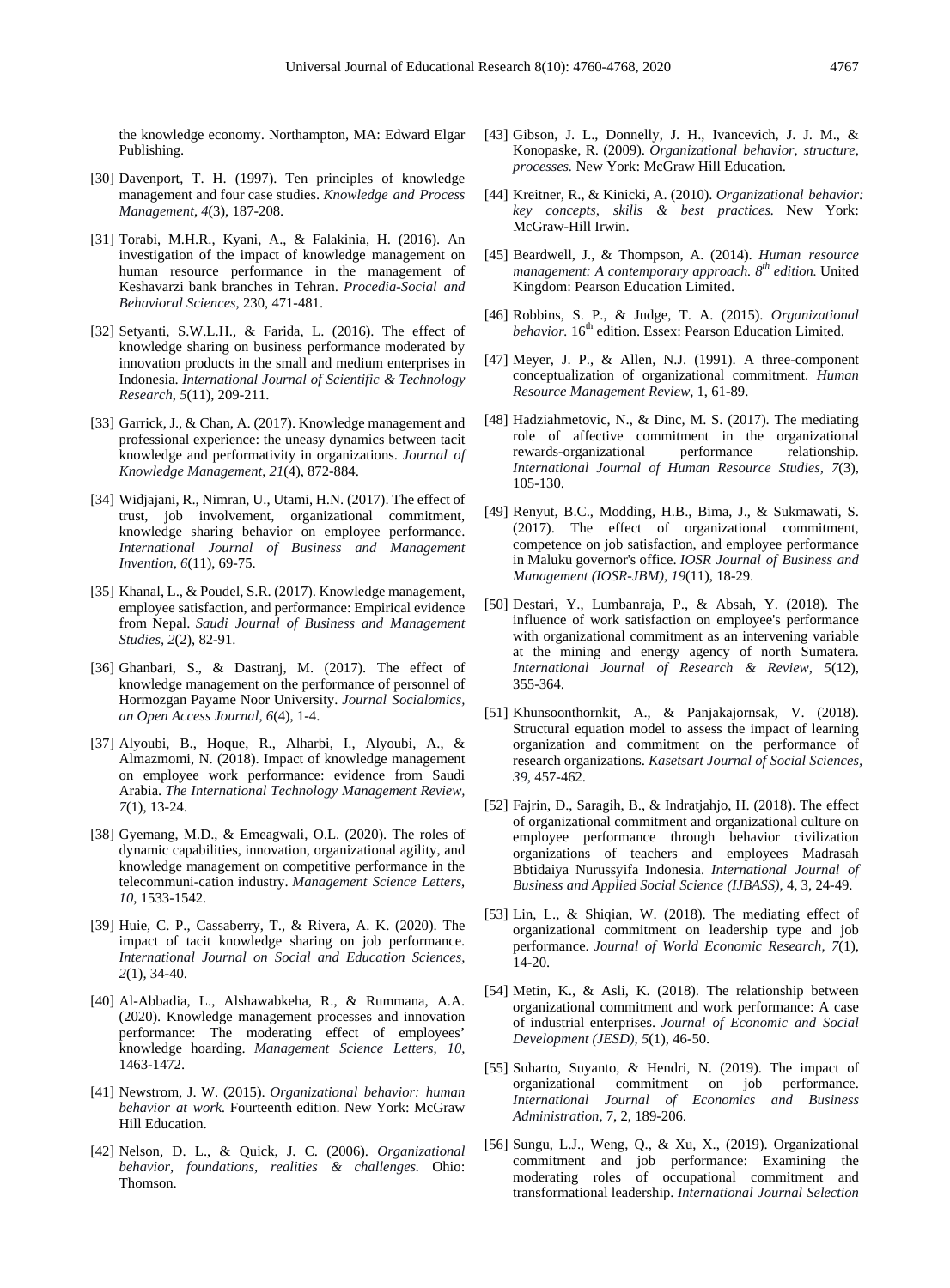the knowledge economy. Northampton, MA: Edward Elgar Publishing.

[30] Davenport, T. H. (1997). Ten principles of knowledge management and four case studies. *Knowledge and Process Management*, *4*(3), 187-208.

[31] Torabi, M.H.R., Kyani, A., & Falakinia, H. (2016). An investigation of the impact of knowledge management on human resource performance in the management of Keshavarzi bank branches in Tehran. *Procedia-Social and Behavioral Sciences,* 230, 471-481.

[32] Setyanti, S.W.L.H., & Farida, L. (2016). The effect of knowledge sharing on business performance moderated by innovation products in the small and medium enterprises in Indonesia. *International Journal of Scientific & Technology Research*, *5*(11), 209-211.

[33] Garrick, J., & Chan, A. (2017). Knowledge management and professional experience: the uneasy dynamics between tacit knowledge and performativity in organizations. *Journal of Knowledge Management*, *21*(4), 872-884.

[34] Widjajani, R., Nimran, U., Utami, H.N. (2017). The effect of trust, job involvement, organizational commitment, knowledge sharing behavior on employee performance. *International Journal of Business and Management Invention, 6*(11), 69-75.

[35] Khanal, L., & Poudel, S.R. (2017). Knowledge management, employee satisfaction, and performance: Empirical evidence from Nepal. *Saudi Journal of Business and Management Studies, 2*(2), 82-91.

[36] Ghanbari, S., & Dastranj, M. (2017). The effect of knowledge management on the performance of personnel of Hormozgan Payame Noor University. *Journal Socialomics, an Open Access Journal*, *6*(4), 1-4.

[37] Alyoubi, B., Hoque, R., Alharbi, I., Alyoubi, A., & Almazmomi, N. (2018). Impact of knowledge management on employee work performance: evidence from Saudi Arabia. *The International Technology Management Review, 7*(1), 13-24.

[38] Gyemang, M.D., & Emeagwali, O.L. (2020). The roles of dynamic capabilities, innovation, organizational agility, and knowledge management on competitive performance in the telecommuni-cation industry. *Management Science Letters, 10*, 1533-1542.

[39] Huie, C. P., Cassaberry, T., & Rivera, A. K. (2020). The impact of tacit knowledge sharing on job performance. *International Journal on Social and Education Sciences, 2*(1), 34-40.

[40] Al-Abbadia, L., Alshawabkeha, R., & Rummana, A.A. (2020). Knowledge management processes and innovation performance: The moderating effect of employees' knowledge hoarding. *Management Science Letters, 10,* 1463-1472.

[41] Newstrom, J. W. (2015). *Organizational behavior: human behavior at work.* Fourteenth edition. New York: McGraw Hill Education.

[42] Nelson, D. L., & Quick, J. C. (2006). *Organizational behavior, foundations, realities & challenges.* Ohio: Thomson.

[43] Gibson, J. L., Donnelly, J. H., Ivancevich, J. J. M., & Konopaske, R. (2009). *Organizational behavior, structure, processes.* New York: McGraw Hill Education.

[44] Kreitner, R., & Kinicki, A. (2010). *Organizational behavior: key concepts, skills & best practices.* New York: McGraw-Hill Irwin.

[45] Beardwell, J., & Thompson, A. (2014). *Human resource management: A contemporary approach. 8th edition.* United Kingdom: Pearson Education Limited.

[46] Robbins, S. P., & Judge, T. A. (2015). *Organizational behavior.* 16th edition. Essex: Pearson Education Limited.

[47] Meyer, J. P., & Allen, N.J. (1991). A three-component conceptualization of organizational commitment. *Human Resource Management Review*, 1, 61-89.

[48] Hadziahmetovic, N., & Dinc, M. S. (2017). The mediating role of affective commitment in the organizational rewards-organizational performance relationship. *International Journal of Human Resource Studies, 7*(3), 105-130.

[49] Renyut, B.C., Modding, H.B., Bima, J., & Sukmawati, S. (2017). The effect of organizational commitment, competence on job satisfaction, and employee performance in Maluku governor's office. *IOSR Journal of Business and Management (IOSR-JBM), 19*(11), 18-29.

[50] Destari, Y., Lumbanraja, P., & Absah, Y. (2018). The influence of work satisfaction on employee's performance with organizational commitment as an intervening variable at the mining and energy agency of north Sumatera. *International Journal of Research & Review, 5*(12), 355-364.

[51] Khunsoonthornkit, A., & Panjakajornsak, V. (2018). Structural equation model to assess the impact of learning organization and commitment on the performance of research organizations. *Kasetsart Journal of Social Sciences, 39*, 457-462.

[52] Fajrin, D., Saragih, B., & Indratjahjo, H. (2018). The effect of organizational commitment and organizational culture on employee performance through behavior civilization organizations of teachers and employees Madrasah Bbtidaiya Nurussyifa Indonesia. *International Journal of Business and Applied Social Science (IJBASS),* 4, 3, 24-49.

[53] Lin, L., & Shiqian, W. (2018). The mediating effect of organizational commitment on leadership type and job performance. *Journal of World Economic Research, 7*(1), 14-20.

[54] Metin, K., & Asli, K. (2018). The relationship between organizational commitment and work performance: A case of industrial enterprises. *Journal of Economic and Social Development (JESD), 5*(1), 46-50.

[55] Suharto, Suyanto, & Hendri, N. (2019). The impact of organizational commitment on job performance. *International Journal of Economics and Business Administration,* 7, 2, 189-206.

[56] Sungu, L.J., Weng, Q., & Xu, X., (2019). Organizational commitment and job performance: Examining the moderating roles of occupational commitment and transformational leadership. *International Journal Selection*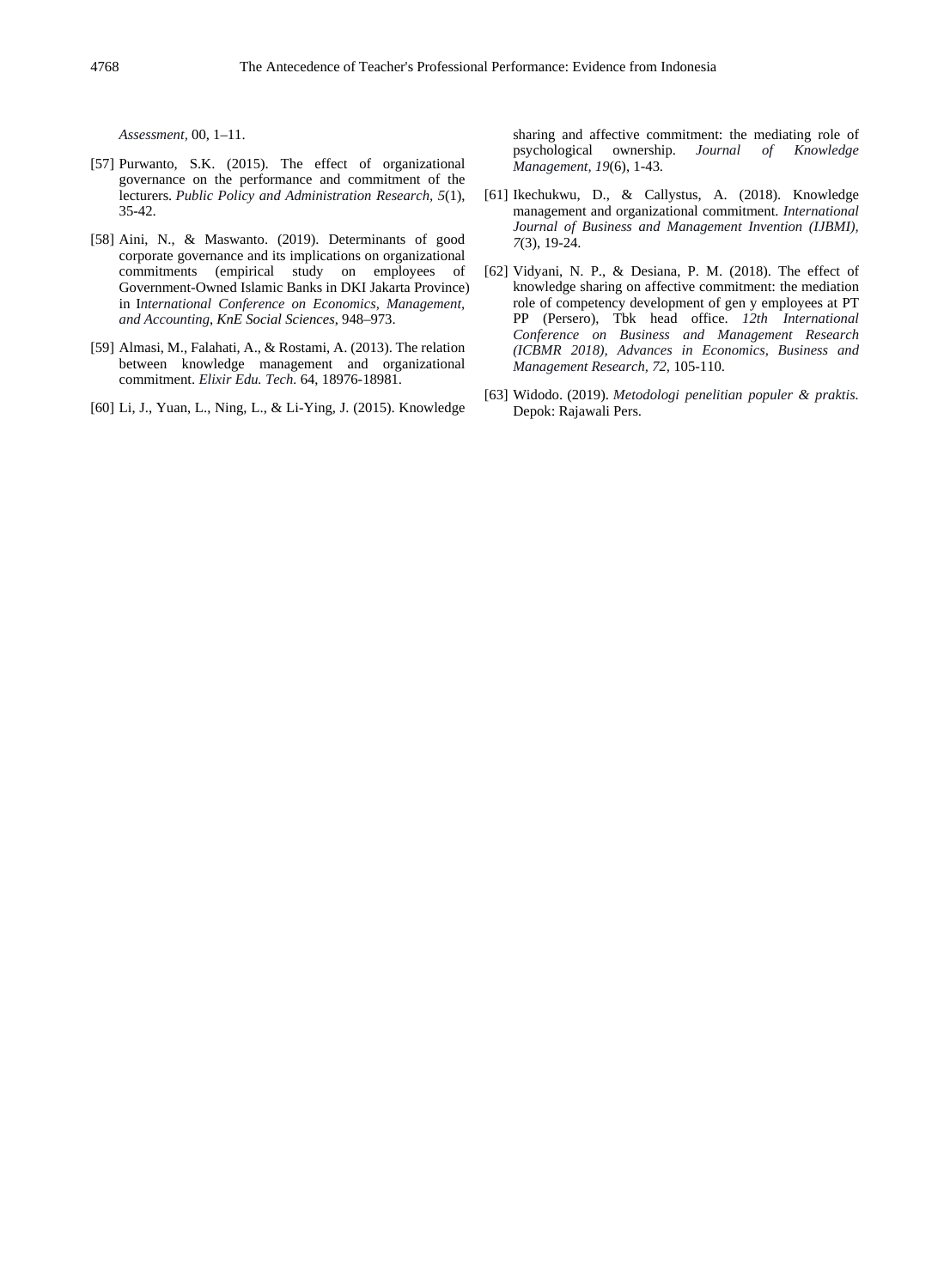*Assessment,* 00, 1–11.

[57] Purwanto, S.K. (2015). The effect of organizational governance on the performance and commitment of the lecturers. *Public Policy and Administration Research, 5*(1), 35-42.

[58] Aini, N., & Maswanto. (2019). Determinants of good corporate governance and its implications on organizational commitments (empirical study on employees of Government-Owned Islamic Banks in DKI Jakarta Province) in I*nternational Conference on Economics, Management, and Accounting, KnE Social Sciences*, 948–973.

[59] Almasi, M., Falahati, A., & Rostami, A. (2013). The relation between knowledge management and organizational commitment. *Elixir Edu. Tech.* 64, 18976-18981.

[60] Li, J., Yuan, L., Ning, L., & Li-Ying, J. (2015). Knowledge sharing and affective commitment: the mediating role of psychological ownership. *Journal of Knowledge Management, 19*(6), 1-43.

[61] Ikechukwu, D., & Callystus, A. (2018). Knowledge management and organizational commitment. *International Journal of Business and Management Invention (IJBMI), 7*(3), 19-24.

[62] Vidyani, N. P., & Desiana, P. M. (2018). The effect of knowledge sharing on affective commitment: the mediation role of competency development of gen y employees at PT PP (Persero), Tbk head office. *12th International Conference on Business and Management Research (ICBMR 2018), Advances in Economics, Business and Management Research, 72*, 105-110.

[63] Widodo. (2019). *Metodologi penelitian populer & praktis.* Depok: Rajawali Pers.